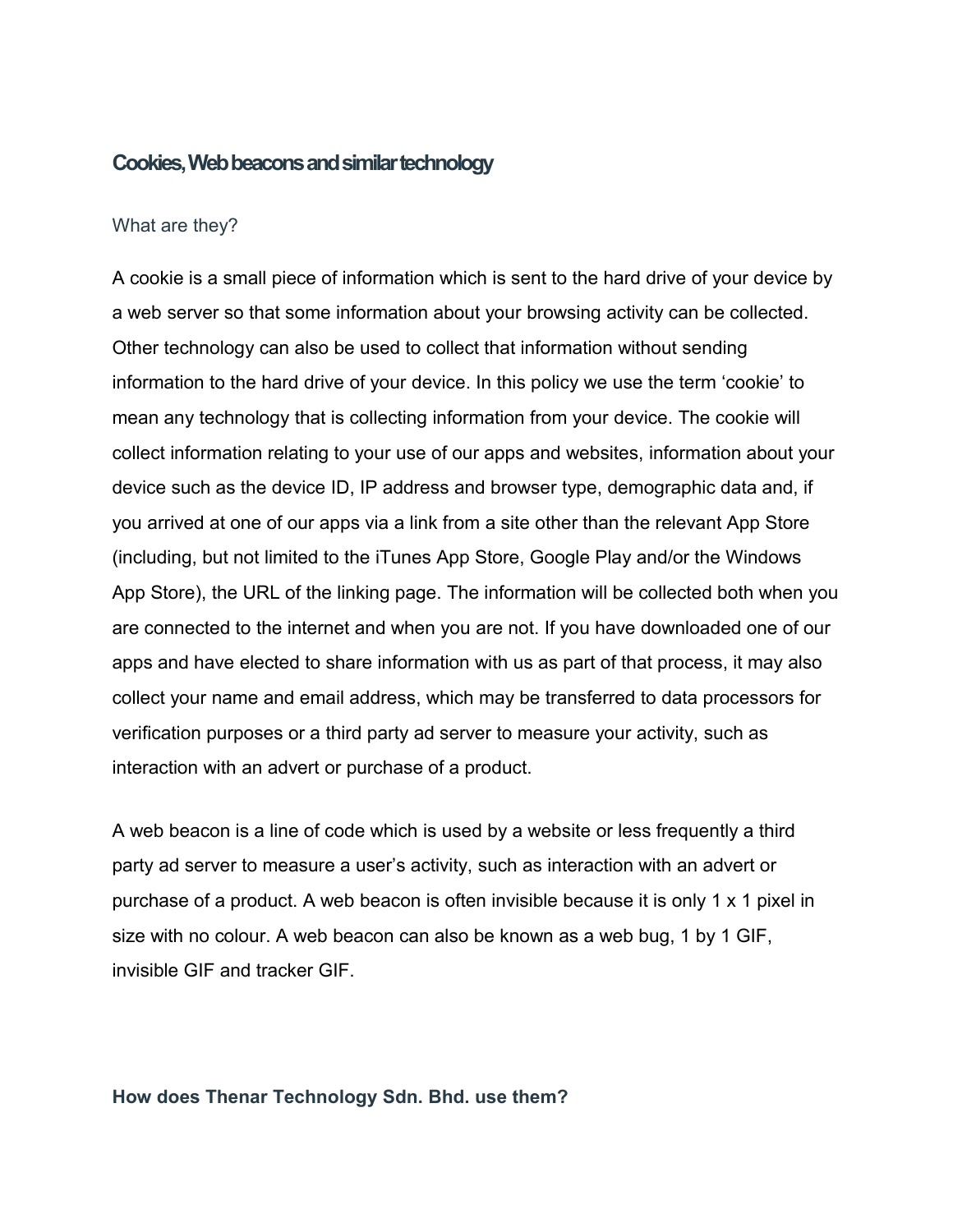## Cookies, Web beacons and similar technology

### What are they?

A cookie is a small piece of information which is sent to the hard drive of your device by a web server so that some information about your browsing activity can be collected. Other technology can also be used to collect that information without sending information to the hard drive of your device. In this policy we use the term 'cookie' to mean any technology that is collecting information from your device. The cookie will collect information relating to your use of our apps and websites, information about your device such as the device ID, IP address and browser type, demographic data and, if you arrived at one of our apps via a link from a site other than the relevant App Store (including, but not limited to the iTunes App Store, Google Play and/or the Windows App Store), the URL of the linking page. The information will be collected both when you are connected to the internet and when you are not. If you have downloaded one of our apps and have elected to share information with us as part of that process, it may also collect your name and email address, which may be transferred to data processors for verification purposes or a third party ad server to measure your activity, such as interaction with an advert or purchase of a product.

A web beacon is a line of code which is used by a website or less frequently a third party ad server to measure a user's activity, such as interaction with an advert or purchase of a product. A web beacon is often invisible because it is only 1 x 1 pixel in size with no colour. A web beacon can also be known as a web bug, 1 by 1 GIF, invisible GIF and tracker GIF.

### How does Thenar Technology Sdn. Bhd. use them?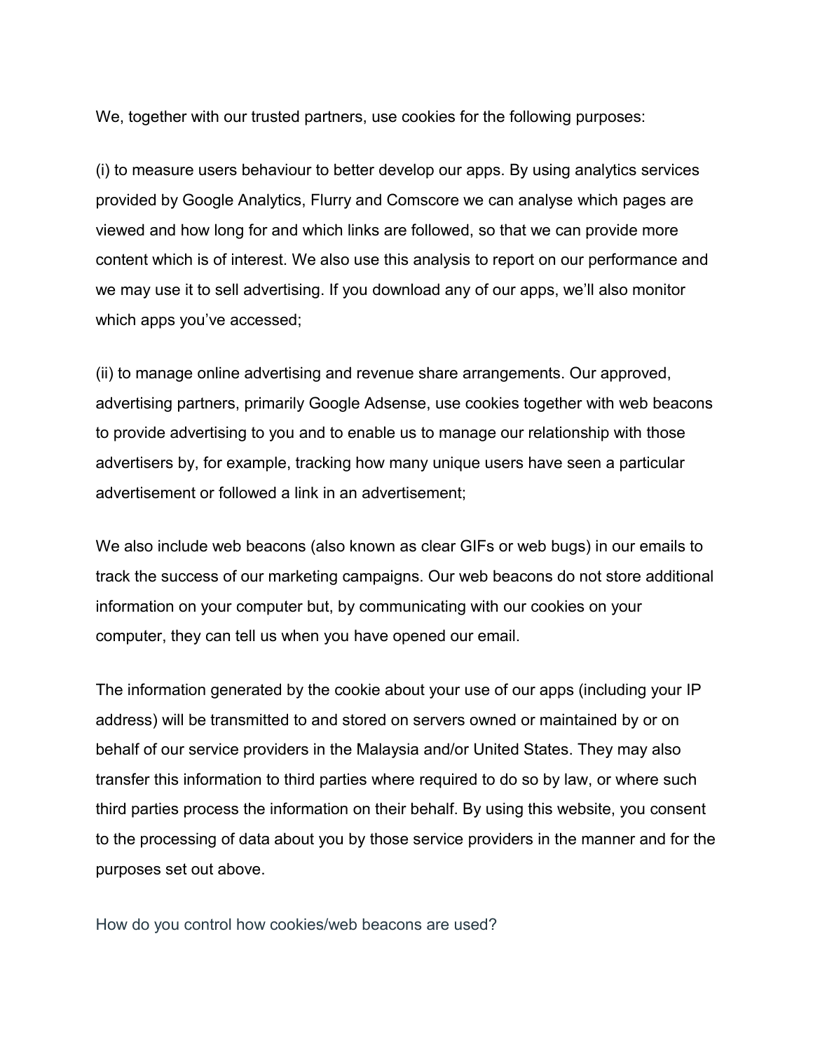We, together with our trusted partners, use cookies for the following purposes:

(i) to measure users behaviour to better develop our apps. By using analytics services provided by Google Analytics, Flurry and Comscore we can analyse which pages are viewed and how long for and which links are followed, so that we can provide more content which is of interest. We also use this analysis to report on our performance and we may use it to sell advertising. If you download any of our apps, we'll also monitor which apps you've accessed;

(ii) to manage online advertising and revenue share arrangements. Our approved, advertising partners, primarily Google Adsense, use cookies together with web beacons to provide advertising to you and to enable us to manage our relationship with those advertisers by, for example, tracking how many unique users have seen a particular advertisement or followed a link in an advertisement;

We also include web beacons (also known as clear GIFs or web bugs) in our emails to track the success of our marketing campaigns. Our web beacons do not store additional information on your computer but, by communicating with our cookies on your computer, they can tell us when you have opened our email.

The information generated by the cookie about your use of our apps (including your IP address) will be transmitted to and stored on servers owned or maintained by or on behalf of our service providers in the Malaysia and/or United States. They may also transfer this information to third parties where required to do so by law, or where such third parties process the information on their behalf. By using this website, you consent to the processing of data about you by those service providers in the manner and for the purposes set out above.

## How do you control how cookies/web beacons are used?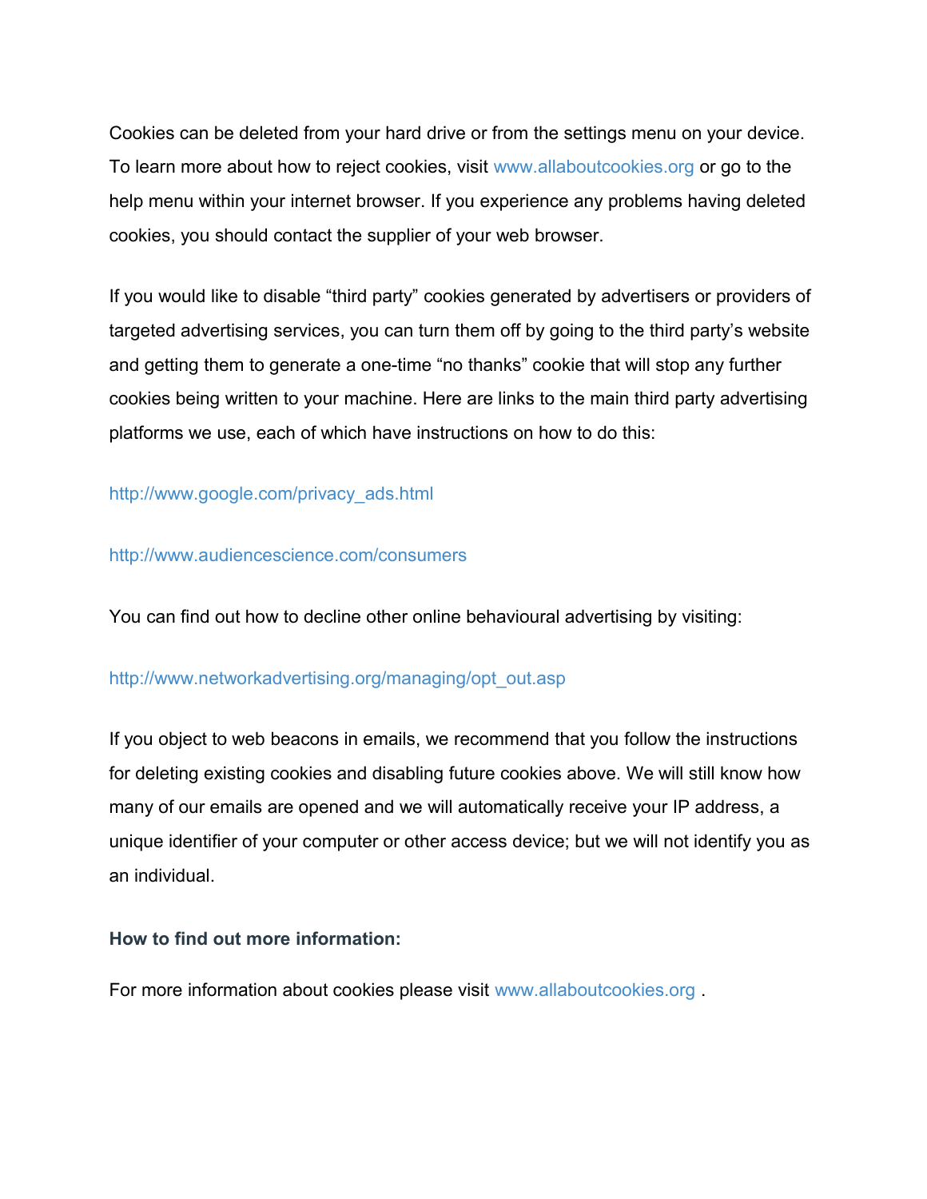Cookies can be deleted from your hard drive or from the settings menu on your device. To learn more about how to reject cookies, visit www.allaboutcookies.org or go to the help menu within your internet browser. If you experience any problems having deleted cookies, you should contact the supplier of your web browser.

If you would like to disable “third party” cookies generated by advertisers or providers of targeted advertising services, you can turn them off by going to the third party’s website and getting them to generate a one-time “no thanks” cookie that will stop any further cookies being written to your machine. Here are links to the main third party advertising platforms we use, each of which have instructions on how to do this:

http://www.google.com/privacy_ads.html

http://www.audiencescience.com/consumers

You can find out how to decline other online behavioural advertising by visiting:

http://www.networkadvertising.org/managing/opt_out.asp

If you object to web beacons in emails, we recommend that you follow the instructions for deleting existing cookies and disabling future cookies above. We will still know how many of our emails are opened and we will automatically receive your IP address, a unique identifier of your computer or other access device; but we will not identify you as an individual.

**How to find out more information:**

For more information about cookies please visit www.allaboutcookies.org .